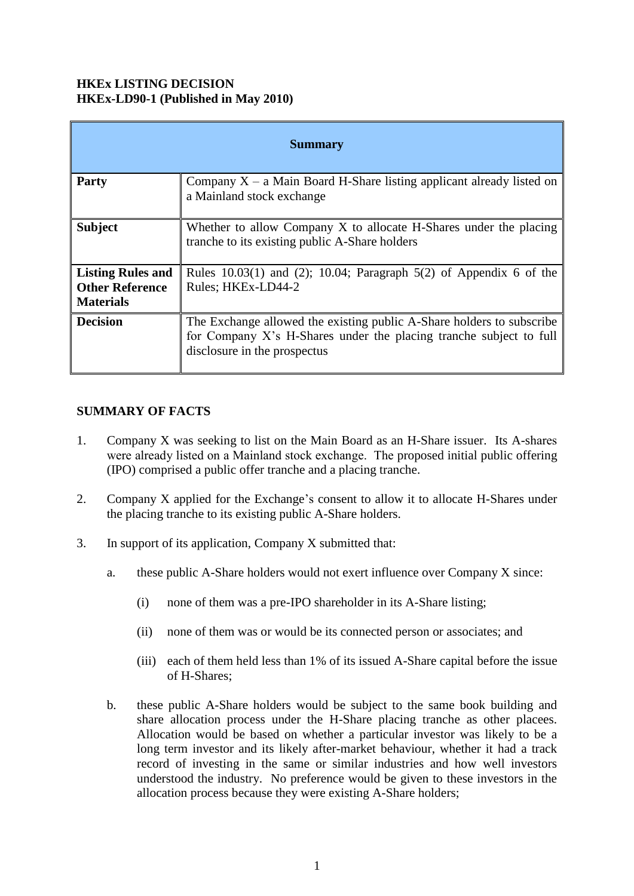**HKEx LISTING DECISION**
**HKEx-LD90-1 (Published in May 2010)**

| Summary | |
|---|---|
| **Party** | Company X – a Main Board H-Share listing applicant already listed on a Mainland stock exchange |
| **Subject** | Whether to allow Company X to allocate H-Shares under the placing tranche to its existing public A-Share holders |
| **Listing Rules and Other Reference Materials** | Rules 10.03(1) and (2); 10.04; Paragraph 5(2) of Appendix 6 of the Rules; HKEx-LD44-2 |
| **Decision** | The Exchange allowed the existing public A-Share holders to subscribe for Company X's H-Shares under the placing tranche subject to full disclosure in the prospectus |

**SUMMARY OF FACTS**

1. Company X was seeking to list on the Main Board as an H-Share issuer. Its A-shares were already listed on a Mainland stock exchange. The proposed initial public offering (IPO) comprised a public offer tranche and a placing tranche.

2. Company X applied for the Exchange's consent to allow it to allocate H-Shares under the placing tranche to its existing public A-Share holders.

3. In support of its application, Company X submitted that:

   a. these public A-Share holders would not exert influence over Company X since:

      (i) none of them was a pre-IPO shareholder in its A-Share listing;

      (ii) none of them was or would be its connected person or associates; and

      (iii) each of them held less than 1% of its issued A-Share capital before the issue of H-Shares;

   b. these public A-Share holders would be subject to the same book building and share allocation process under the H-Share placing tranche as other placees. Allocation would be based on whether a particular investor was likely to be a long term investor and its likely after-market behaviour, whether it had a track record of investing in the same or similar industries and how well investors understood the industry. No preference would be given to these investors in the allocation process because they were existing A-Share holders;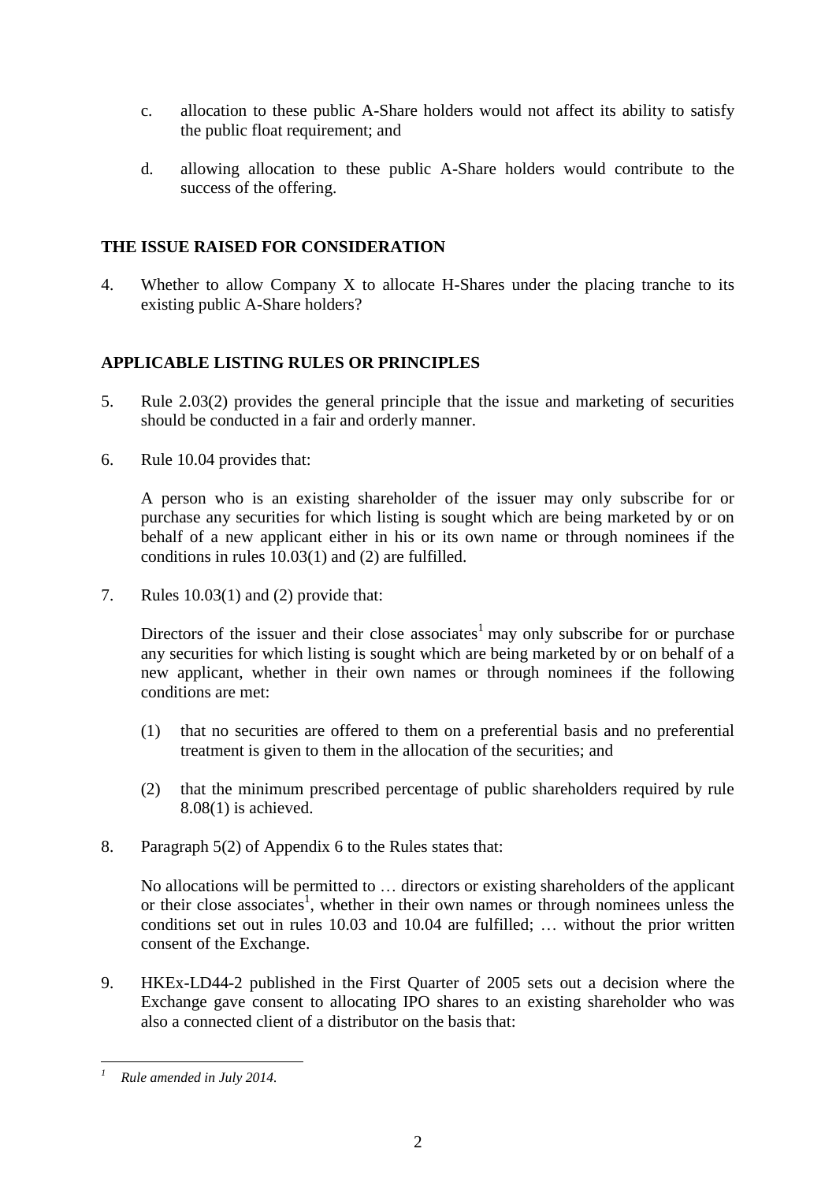c. allocation to these public A-Share holders would not affect its ability to satisfy the public float requirement; and

d. allowing allocation to these public A-Share holders would contribute to the success of the offering.

## THE ISSUE RAISED FOR CONSIDERATION

4. Whether to allow Company X to allocate H-Shares under the placing tranche to its existing public A-Share holders?

## APPLICABLE LISTING RULES OR PRINCIPLES

5. Rule 2.03(2) provides the general principle that the issue and marketing of securities should be conducted in a fair and orderly manner.

6. Rule 10.04 provides that:

   A person who is an existing shareholder of the issuer may only subscribe for or purchase any securities for which listing is sought which are being marketed by or on behalf of a new applicant either in his or its own name or through nominees if the conditions in rules 10.03(1) and (2) are fulfilled.

7. Rules 10.03(1) and (2) provide that:

   Directors of the issuer and their close associates[1] may only subscribe for or purchase any securities for which listing is sought which are being marketed by or on behalf of a new applicant, whether in their own names or through nominees if the following conditions are met:

   (1) that no securities are offered to them on a preferential basis and no preferential treatment is given to them in the allocation of the securities; and

   (2) that the minimum prescribed percentage of public shareholders required by rule 8.08(1) is achieved.

8. Paragraph 5(2) of Appendix 6 to the Rules states that:

   No allocations will be permitted to … directors or existing shareholders of the applicant or their close associates[1], whether in their own names or through nominees unless the conditions set out in rules 10.03 and 10.04 are fulfilled; … without the prior written consent of the Exchange.

9. HKEx-LD44-2 published in the First Quarter of 2005 sets out a decision where the Exchange gave consent to allocating IPO shares to an existing shareholder who was also a connected client of a distributor on the basis that:

---

[1] *Rule amended in July 2014.*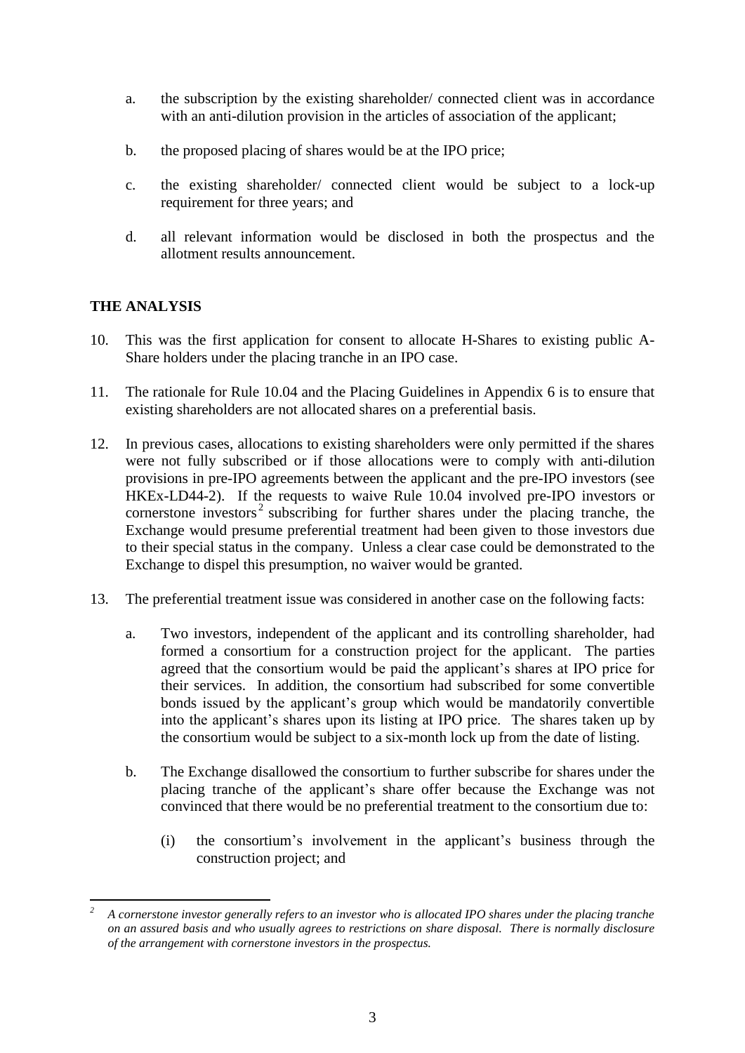a. the subscription by the existing shareholder/ connected client was in accordance with an anti-dilution provision in the articles of association of the applicant;

b. the proposed placing of shares would be at the IPO price;

c. the existing shareholder/ connected client would be subject to a lock-up requirement for three years; and

d. all relevant information would be disclosed in both the prospectus and the allotment results announcement.

## THE ANALYSIS

10. This was the first application for consent to allocate H-Shares to existing public A-Share holders under the placing tranche in an IPO case.

11. The rationale for Rule 10.04 and the Placing Guidelines in Appendix 6 is to ensure that existing shareholders are not allocated shares on a preferential basis.

12. In previous cases, allocations to existing shareholders were only permitted if the shares were not fully subscribed or if those allocations were to comply with anti-dilution provisions in pre-IPO agreements between the applicant and the pre-IPO investors (see HKEx-LD44-2). If the requests to waive Rule 10.04 involved pre-IPO investors or cornerstone investors[2] subscribing for further shares under the placing tranche, the Exchange would presume preferential treatment had been given to those investors due to their special status in the company. Unless a clear case could be demonstrated to the Exchange to dispel this presumption, no waiver would be granted.

13. The preferential treatment issue was considered in another case on the following facts:

    a. Two investors, independent of the applicant and its controlling shareholder, had formed a consortium for a construction project for the applicant. The parties agreed that the consortium would be paid the applicant's shares at IPO price for their services. In addition, the consortium had subscribed for some convertible bonds issued by the applicant's group which would be mandatorily convertible into the applicant's shares upon its listing at IPO price. The shares taken up by the consortium would be subject to a six-month lock up from the date of listing.

    b. The Exchange disallowed the consortium to further subscribe for shares under the placing tranche of the applicant's share offer because the Exchange was not convinced that there would be no preferential treatment to the consortium due to:

        (i) the consortium's involvement in the applicant's business through the construction project; and

---

[2] *A cornerstone investor generally refers to an investor who is allocated IPO shares under the placing tranche on an assured basis and who usually agrees to restrictions on share disposal. There is normally disclosure of the arrangement with cornerstone investors in the prospectus.*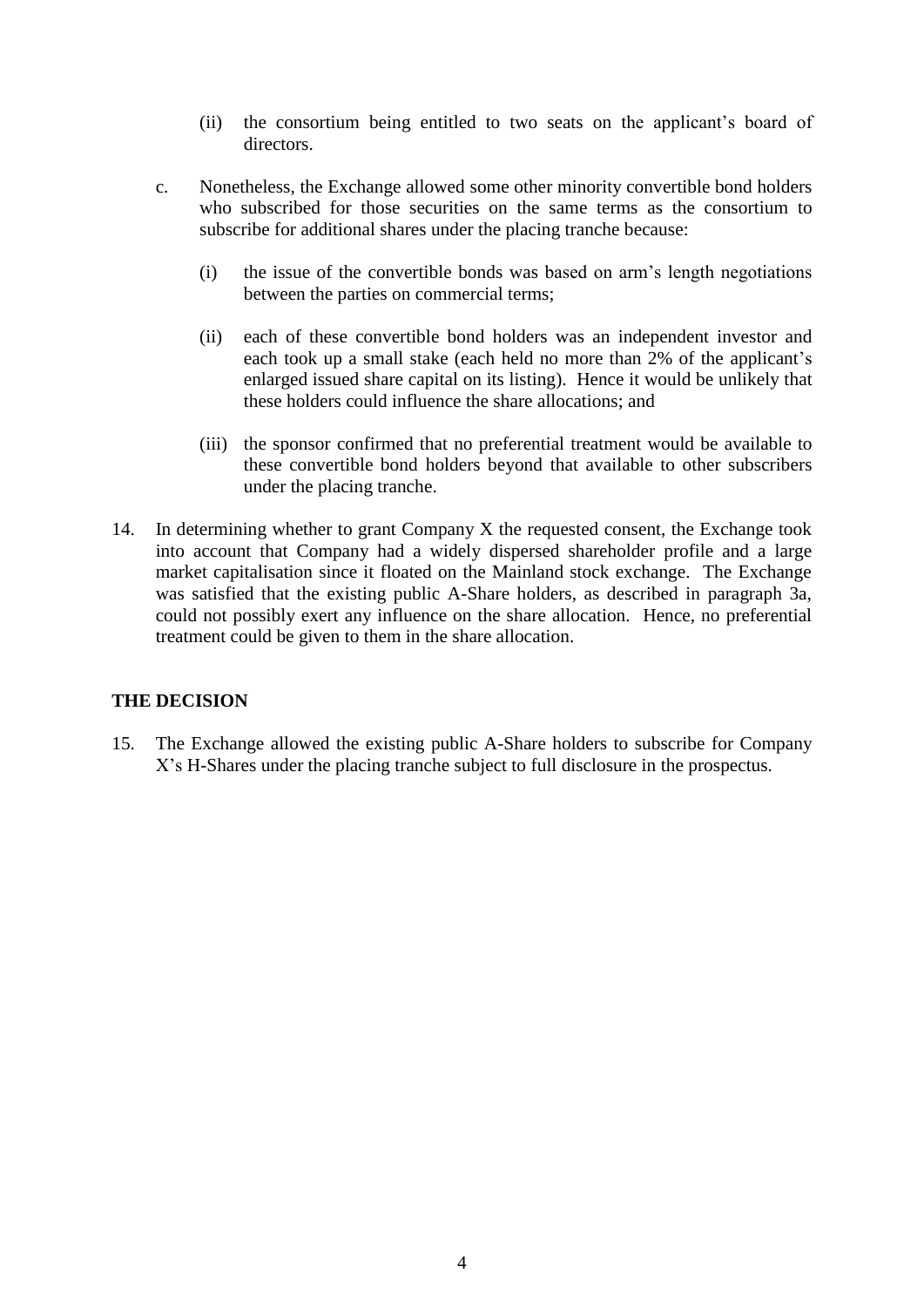(ii) the consortium being entitled to two seats on the applicant's board of directors.

c. Nonetheless, the Exchange allowed some other minority convertible bond holders who subscribed for those securities on the same terms as the consortium to subscribe for additional shares under the placing tranche because:

   (i) the issue of the convertible bonds was based on arm's length negotiations between the parties on commercial terms;

   (ii) each of these convertible bond holders was an independent investor and each took up a small stake (each held no more than 2% of the applicant's enlarged issued share capital on its listing). Hence it would be unlikely that these holders could influence the share allocations; and

   (iii) the sponsor confirmed that no preferential treatment would be available to these convertible bond holders beyond that available to other subscribers under the placing tranche.

14. In determining whether to grant Company X the requested consent, the Exchange took into account that Company had a widely dispersed shareholder profile and a large market capitalisation since it floated on the Mainland stock exchange. The Exchange was satisfied that the existing public A-Share holders, as described in paragraph 3a, could not possibly exert any influence on the share allocation. Hence, no preferential treatment could be given to them in the share allocation.

## THE DECISION

15. The Exchange allowed the existing public A-Share holders to subscribe for Company X's H-Shares under the placing tranche subject to full disclosure in the prospectus.